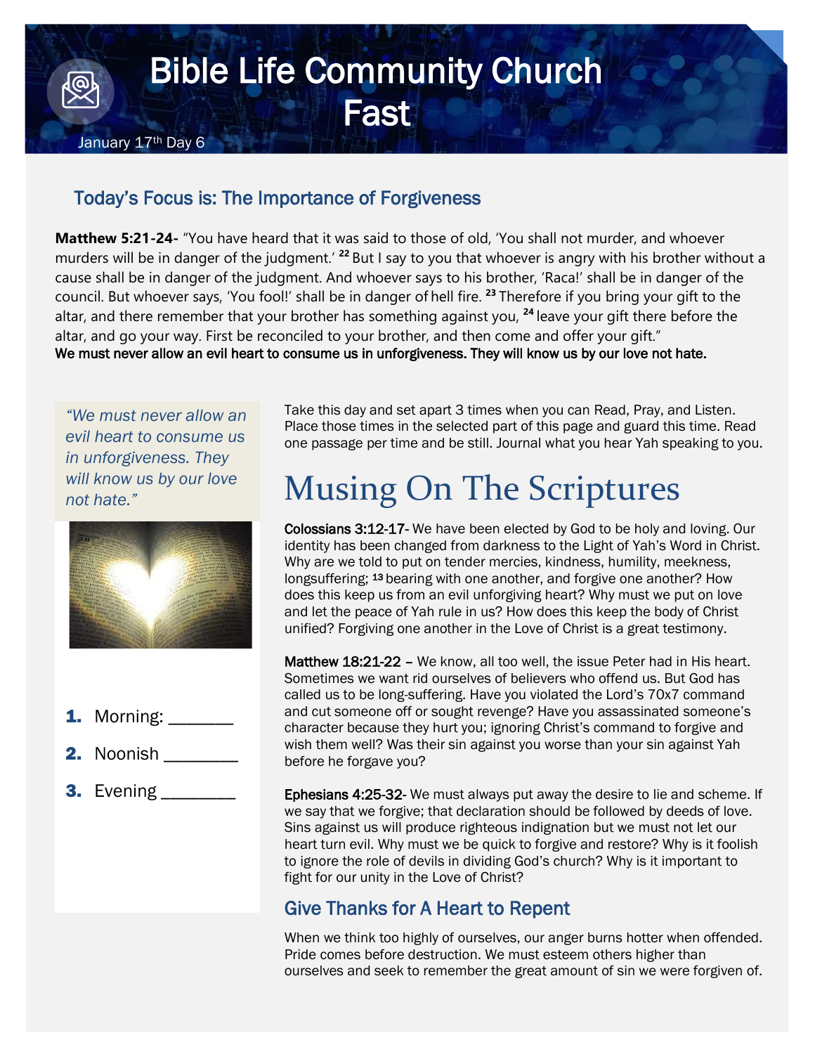# Bible Life Community Church Fast

January 17th Day 6

## Today's Focus is: The Importance of Forgiveness

**Matthew 5:21-24-** "You have heard that it was said to those of old, 'You shall not murder, and whoever murders will be in danger of the judgment.' [22] But I say to you that whoever is angry with his brother without a cause shall be in danger of the judgment. And whoever says to his brother, 'Raca!' shall be in danger of the council. But whoever says, 'You fool!' shall be in danger of hell fire. [23] Therefore if you bring your gift to the altar, and there remember that your brother has something against you, [24] leave your gift there before the altar, and go your way. First be reconciled to your brother, and then come and offer your gift."

**We must never allow an evil heart to consume us in unforgiveness. They will know us by our love not hate.**

*"We must never allow an evil heart to consume us in unforgiveness. They will know us by our love not hate."*

1. Morning: _______
2. Noonish ________
3. Evening ________

Take this day and set apart 3 times when you can Read, Pray, and Listen. Place those times in the selected part of this page and guard this time. Read one passage per time and be still. Journal what you hear Yah speaking to you.

# Musing On The Scriptures

**Colossians 3:12-17-** We have been elected by God to be holy and loving. Our identity has been changed from darkness to the Light of Yah's Word in Christ. Why are we told to put on tender mercies, kindness, humility, meekness, longsuffering; [13] bearing with one another, and forgive one another? How does this keep us from an evil unforgiving heart? Why must we put on love and let the peace of Yah rule in us? How does this keep the body of Christ unified? Forgiving one another in the Love of Christ is a great testimony.

**Matthew 18:21-22 –** We know, all too well, the issue Peter had in His heart. Sometimes we want rid ourselves of believers who offend us. But God has called us to be long-suffering. Have you violated the Lord's 70x7 command and cut someone off or sought revenge? Have you assassinated someone's character because they hurt you; ignoring Christ's command to forgive and wish them well? Was their sin against you worse than your sin against Yah before he forgave you?

**Ephesians 4:25-32-** We must always put away the desire to lie and scheme. If we say that we forgive; that declaration should be followed by deeds of love. Sins against us will produce righteous indignation but we must not let our heart turn evil. Why must we be quick to forgive and restore? Why is it foolish to ignore the role of devils in dividing God's church? Why is it important to fight for our unity in the Love of Christ?

## Give Thanks for A Heart to Repent

When we think too highly of ourselves, our anger burns hotter when offended. Pride comes before destruction. We must esteem others higher than ourselves and seek to remember the great amount of sin we were forgiven of.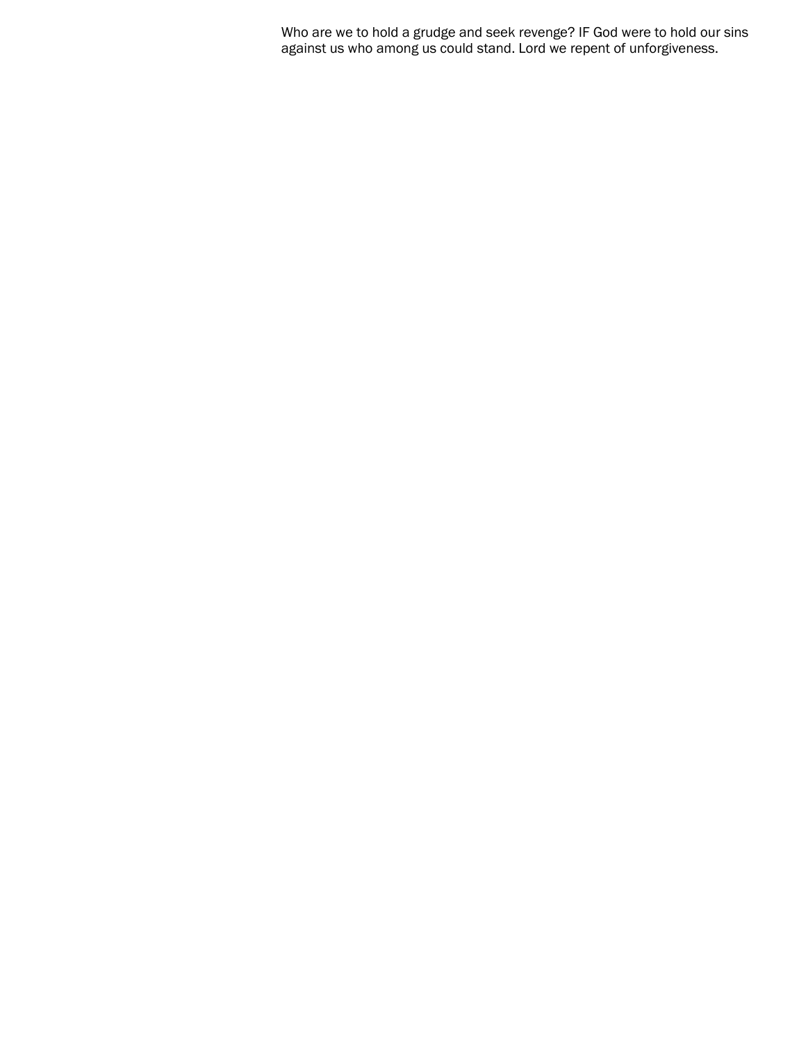Who are we to hold a grudge and seek revenge? IF God were to hold our sins against us who among us could stand. Lord we repent of unforgiveness.